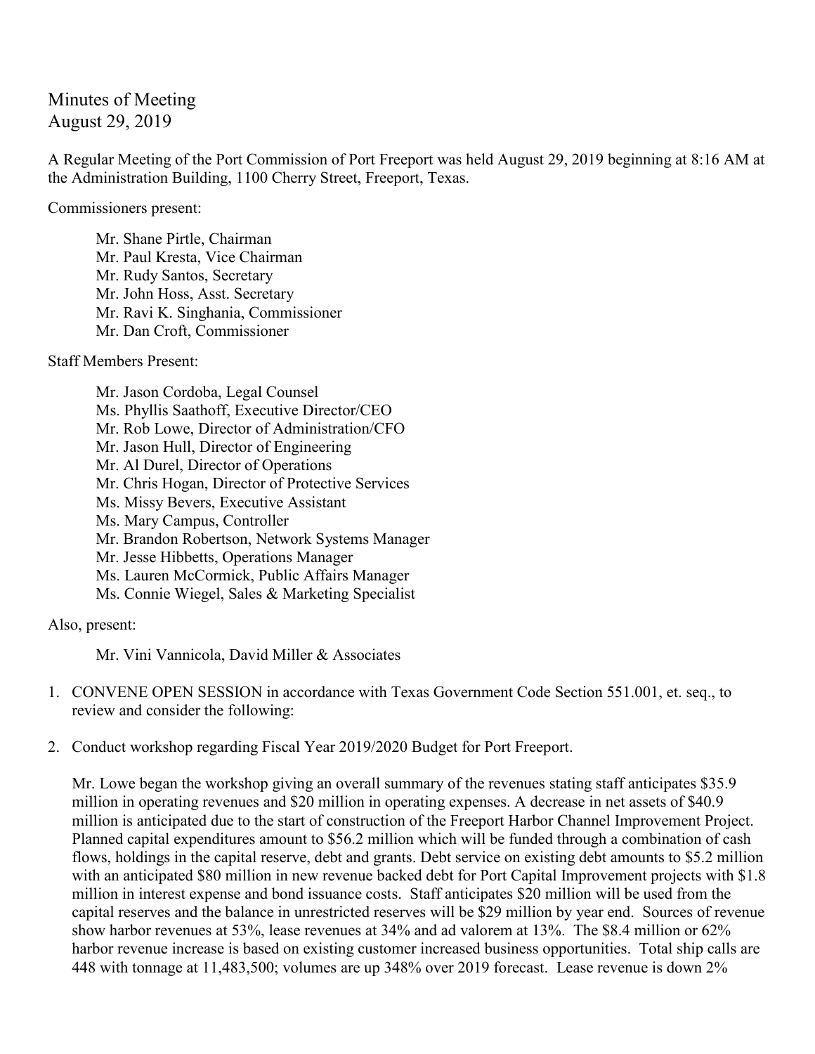# Minutes of Meeting
August 29, 2019

A Regular Meeting of the Port Commission of Port Freeport was held August 29, 2019 beginning at 8:16 AM at the Administration Building, 1100 Cherry Street, Freeport, Texas.

Commissioners present:

- Mr. Shane Pirtle, Chairman
- Mr. Paul Kresta, Vice Chairman
- Mr. Rudy Santos, Secretary
- Mr. John Hoss, Asst. Secretary
- Mr. Ravi K. Singhania, Commissioner
- Mr. Dan Croft, Commissioner

Staff Members Present:

- Mr. Jason Cordoba, Legal Counsel
- Ms. Phyllis Saathoff, Executive Director/CEO
- Mr. Rob Lowe, Director of Administration/CFO
- Mr. Jason Hull, Director of Engineering
- Mr. Al Durel, Director of Operations
- Mr. Chris Hogan, Director of Protective Services
- Ms. Missy Bevers, Executive Assistant
- Ms. Mary Campus, Controller
- Mr. Brandon Robertson, Network Systems Manager
- Mr. Jesse Hibbetts, Operations Manager
- Ms. Lauren McCormick, Public Affairs Manager
- Ms. Connie Wiegel, Sales & Marketing Specialist

Also, present:

- Mr. Vini Vannicola, David Miller & Associates

1. CONVENE OPEN SESSION in accordance with Texas Government Code Section 551.001, et. seq., to review and consider the following:

2. Conduct workshop regarding Fiscal Year 2019/2020 Budget for Port Freeport.

   Mr. Lowe began the workshop giving an overall summary of the revenues stating staff anticipates $35.9 million in operating revenues and $20 million in operating expenses. A decrease in net assets of $40.9 million is anticipated due to the start of construction of the Freeport Harbor Channel Improvement Project. Planned capital expenditures amount to $56.2 million which will be funded through a combination of cash flows, holdings in the capital reserve, debt and grants. Debt service on existing debt amounts to $5.2 million with an anticipated $80 million in new revenue backed debt for Port Capital Improvement projects with $1.8 million in interest expense and bond issuance costs. Staff anticipates $20 million will be used from the capital reserves and the balance in unrestricted reserves will be $29 million by year end. Sources of revenue show harbor revenues at 53%, lease revenues at 34% and ad valorem at 13%. The $8.4 million or 62% harbor revenue increase is based on existing customer increased business opportunities. Total ship calls are 448 with tonnage at 11,483,500; volumes are up 348% over 2019 forecast. Lease revenue is down 2%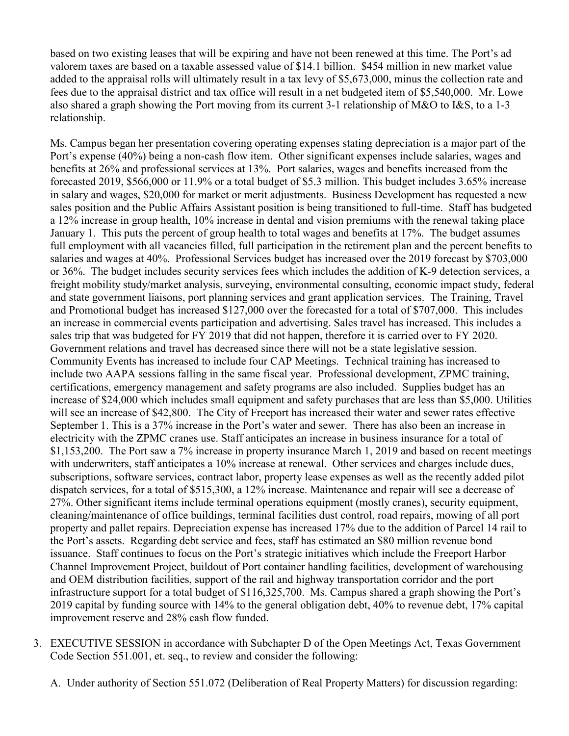based on two existing leases that will be expiring and have not been renewed at this time. The Port's ad valorem taxes are based on a taxable assessed value of $14.1 billion. $454 million in new market value added to the appraisal rolls will ultimately result in a tax levy of $5,673,000, minus the collection rate and fees due to the appraisal district and tax office will result in a net budgeted item of $5,540,000. Mr. Lowe also shared a graph showing the Port moving from its current 3-1 relationship of M&O to I&S, to a 1-3 relationship.

Ms. Campus began her presentation covering operating expenses stating depreciation is a major part of the Port's expense (40%) being a non-cash flow item. Other significant expenses include salaries, wages and benefits at 26% and professional services at 13%. Port salaries, wages and benefits increased from the forecasted 2019, $566,000 or 11.9% or a total budget of $5.3 million. This budget includes 3.65% increase in salary and wages, $20,000 for market or merit adjustments. Business Development has requested a new sales position and the Public Affairs Assistant position is being transitioned to full-time. Staff has budgeted a 12% increase in group health, 10% increase in dental and vision premiums with the renewal taking place January 1. This puts the percent of group health to total wages and benefits at 17%. The budget assumes full employment with all vacancies filled, full participation in the retirement plan and the percent benefits to salaries and wages at 40%. Professional Services budget has increased over the 2019 forecast by $703,000 or 36%. The budget includes security services fees which includes the addition of K-9 detection services, a freight mobility study/market analysis, surveying, environmental consulting, economic impact study, federal and state government liaisons, port planning services and grant application services. The Training, Travel and Promotional budget has increased $127,000 over the forecasted for a total of $707,000. This includes an increase in commercial events participation and advertising. Sales travel has increased. This includes a sales trip that was budgeted for FY 2019 that did not happen, therefore it is carried over to FY 2020. Government relations and travel has decreased since there will not be a state legislative session. Community Events has increased to include four CAP Meetings. Technical training has increased to include two AAPA sessions falling in the same fiscal year. Professional development, ZPMC training, certifications, emergency management and safety programs are also included. Supplies budget has an increase of $24,000 which includes small equipment and safety purchases that are less than $5,000. Utilities will see an increase of $42,800. The City of Freeport has increased their water and sewer rates effective September 1. This is a 37% increase in the Port's water and sewer. There has also been an increase in electricity with the ZPMC cranes use. Staff anticipates an increase in business insurance for a total of $1,153,200. The Port saw a 7% increase in property insurance March 1, 2019 and based on recent meetings with underwriters, staff anticipates a 10% increase at renewal. Other services and charges include dues, subscriptions, software services, contract labor, property lease expenses as well as the recently added pilot dispatch services, for a total of $515,300, a 12% increase. Maintenance and repair will see a decrease of 27%. Other significant items include terminal operations equipment (mostly cranes), security equipment, cleaning/maintenance of office buildings, terminal facilities dust control, road repairs, mowing of all port property and pallet repairs. Depreciation expense has increased 17% due to the addition of Parcel 14 rail to the Port's assets. Regarding debt service and fees, staff has estimated an $80 million revenue bond issuance. Staff continues to focus on the Port's strategic initiatives which include the Freeport Harbor Channel Improvement Project, buildout of Port container handling facilities, development of warehousing and OEM distribution facilities, support of the rail and highway transportation corridor and the port infrastructure support for a total budget of $116,325,700. Ms. Campus shared a graph showing the Port's 2019 capital by funding source with 14% to the general obligation debt, 40% to revenue debt, 17% capital improvement reserve and 28% cash flow funded.

3. EXECUTIVE SESSION in accordance with Subchapter D of the Open Meetings Act, Texas Government Code Section 551.001, et. seq., to review and consider the following:

   A. Under authority of Section 551.072 (Deliberation of Real Property Matters) for discussion regarding: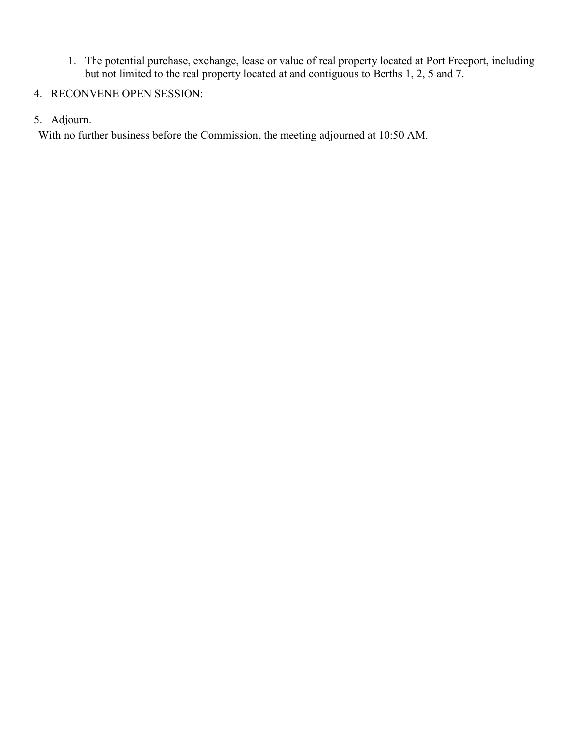1. The potential purchase, exchange, lease or value of real property located at Port Freeport, including but not limited to the real property located at and contiguous to Berths 1, 2, 5 and 7.

4. RECONVENE OPEN SESSION:

5. Adjourn.

With no further business before the Commission, the meeting adjourned at 10:50 AM.